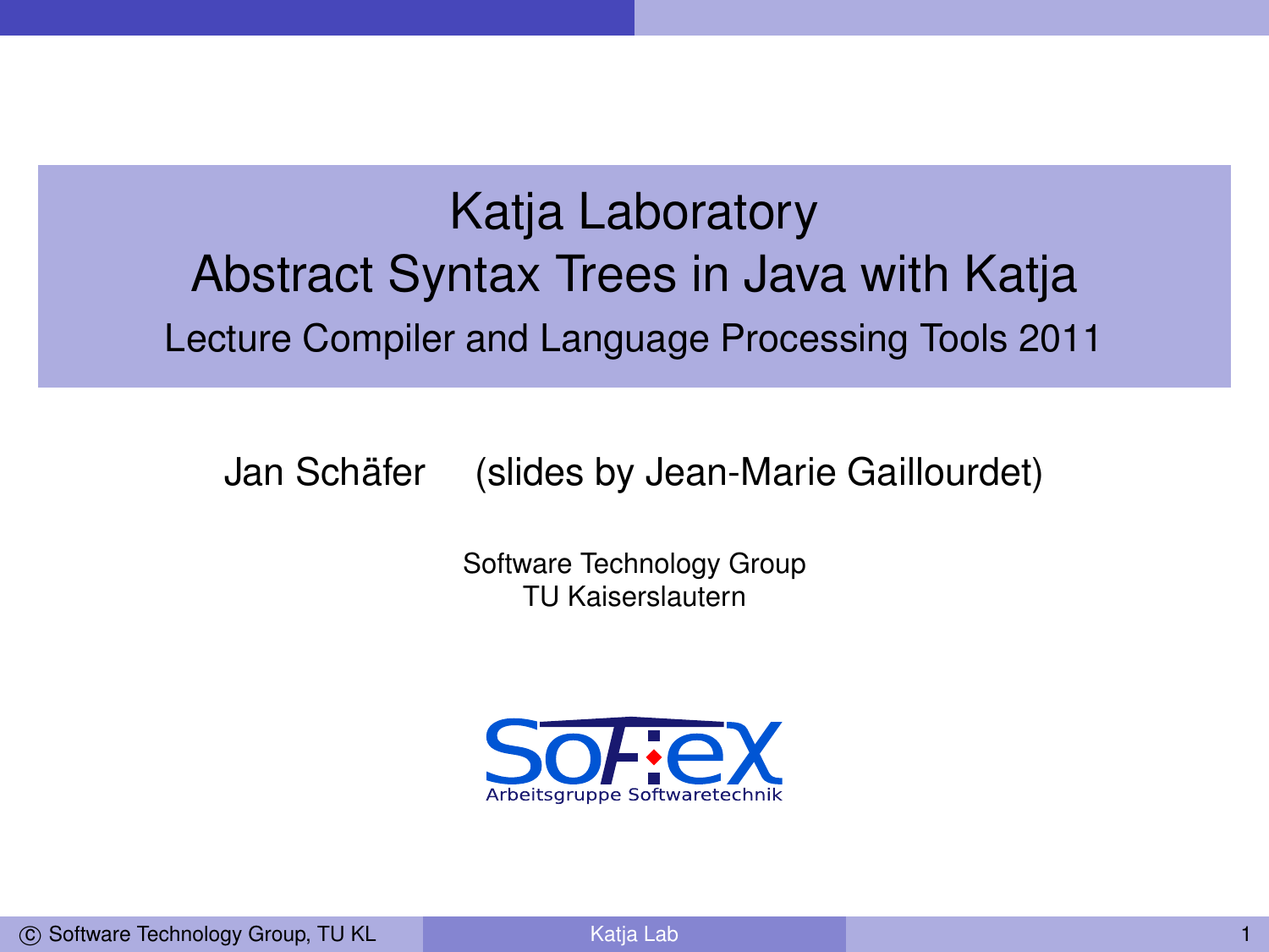# Katja Laboratory
## Abstract Syntax Trees in Java with Katja

Lecture Compiler and Language Processing Tools 2011

Jan Schäfer (slides by Jean-Marie Gaillourdet)

Software Technology Group
TU Kaiserslautern

SofTeX
Arbeitsgruppe Softwaretechnik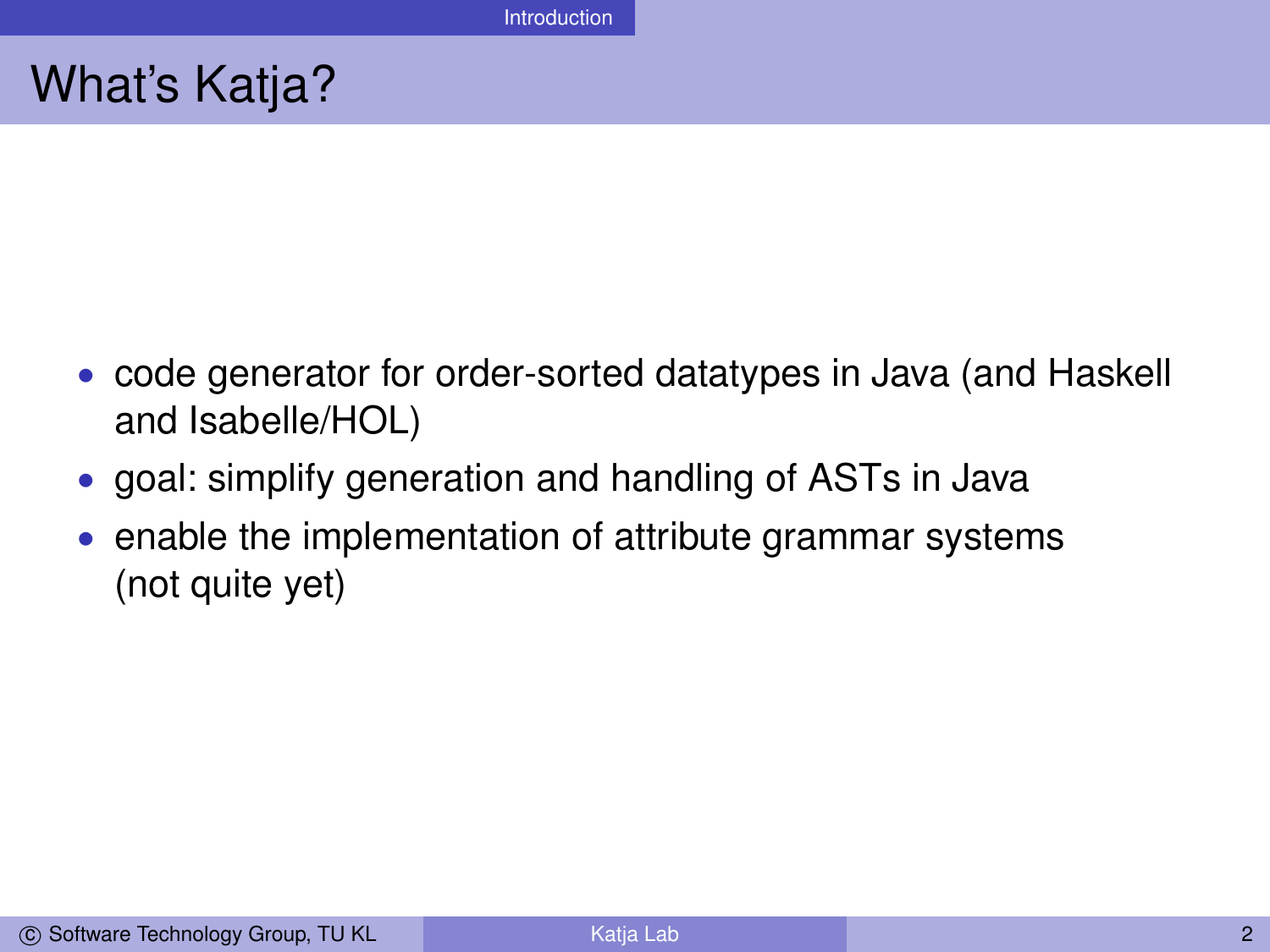# What's Katja?

- code generator for order-sorted datatypes in Java (and Haskell and Isabelle/HOL)
- goal: simplify generation and handling of ASTs in Java
- enable the implementation of attribute grammar systems (not quite yet)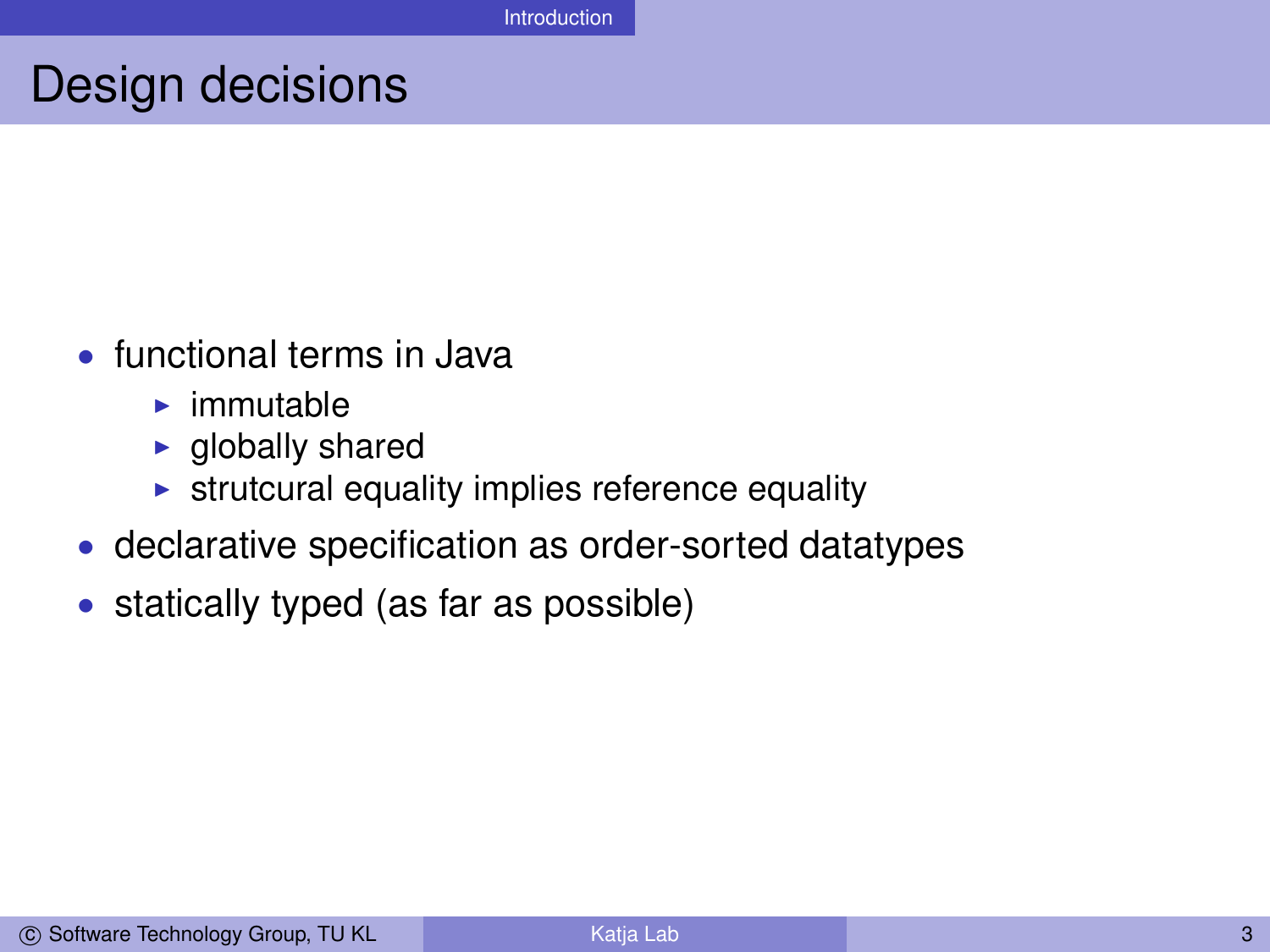# Design decisions

- functional terms in Java
  - immutable
  - globally shared
  - strutcural equality implies reference equality
- declarative specification as order-sorted datatypes
- statically typed (as far as possible)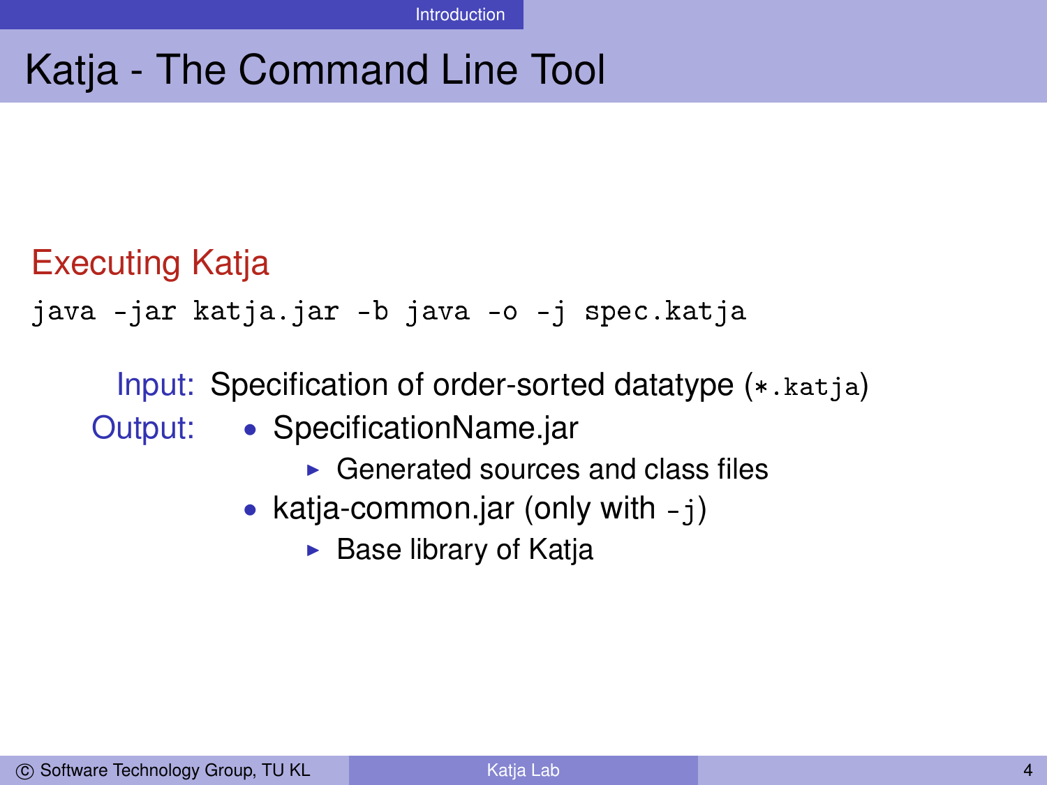# Katja - The Command Line Tool

## Executing Katja

```
java -jar katja.jar -b java -o -j spec.katja
```

**Input:** Specification of order-sorted datatype (`*.katja`)

**Output:**

- SpecificationName.jar
  - Generated sources and class files
- katja-common.jar (only with `-j`)
  - Base library of Katja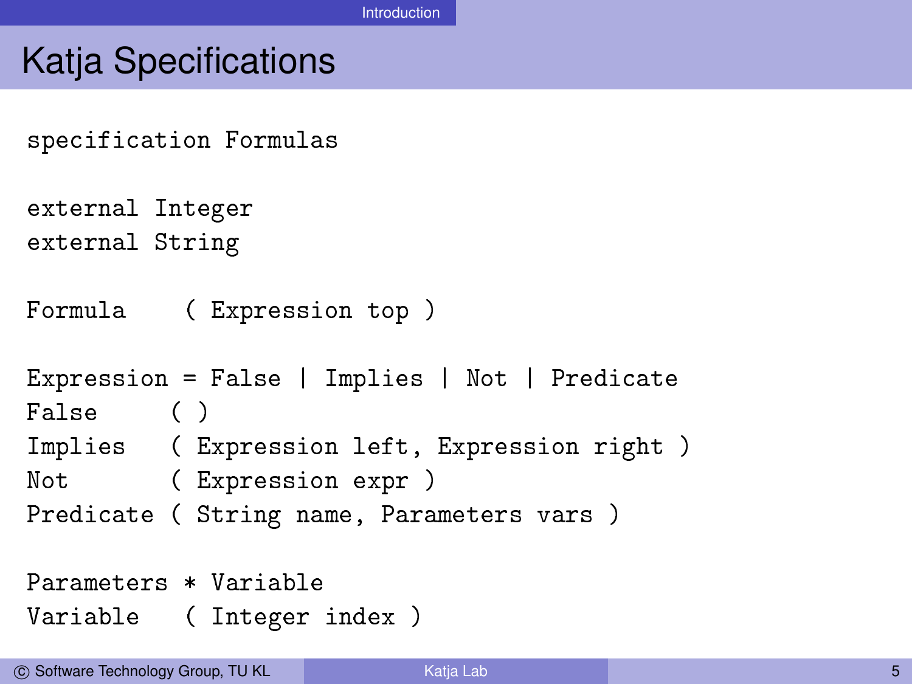# Katja Specifications

```
specification Formulas

external Integer
external String

Formula    ( Expression top )

Expression = False | Implies | Not | Predicate
False      ( )
Implies    ( Expression left, Expression right )
Not        ( Expression expr )
Predicate ( String name, Parameters vars )

Parameters * Variable
Variable   ( Integer index )
```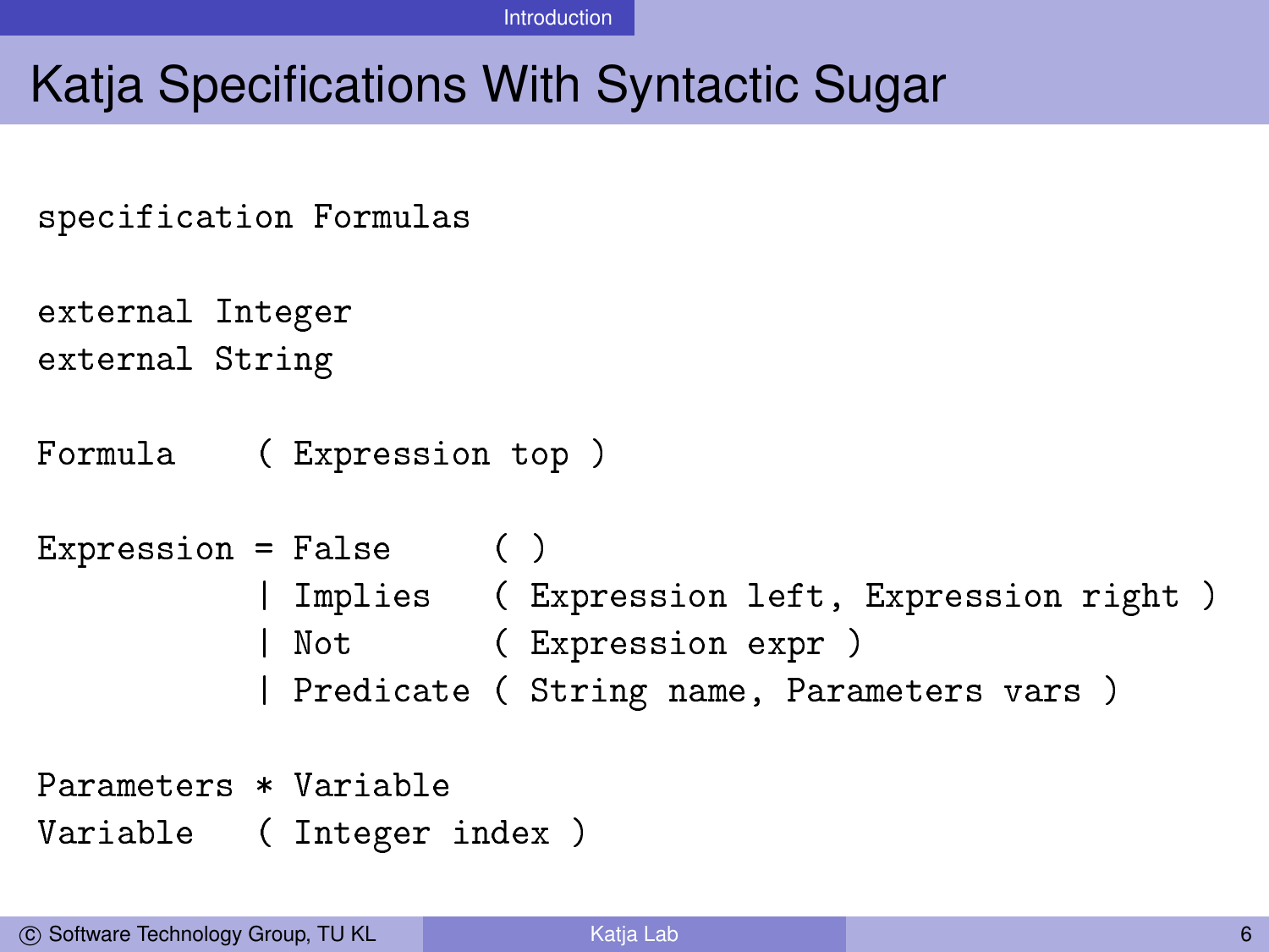# Katja Specifications With Syntactic Sugar

```
specification Formulas

external Integer
external String

Formula    ( Expression top )

Expression = False     ( )
           | Implies   ( Expression left, Expression right )
           | Not       ( Expression expr )
           | Predicate ( String name, Parameters vars )

Parameters * Variable
Variable   ( Integer index )
```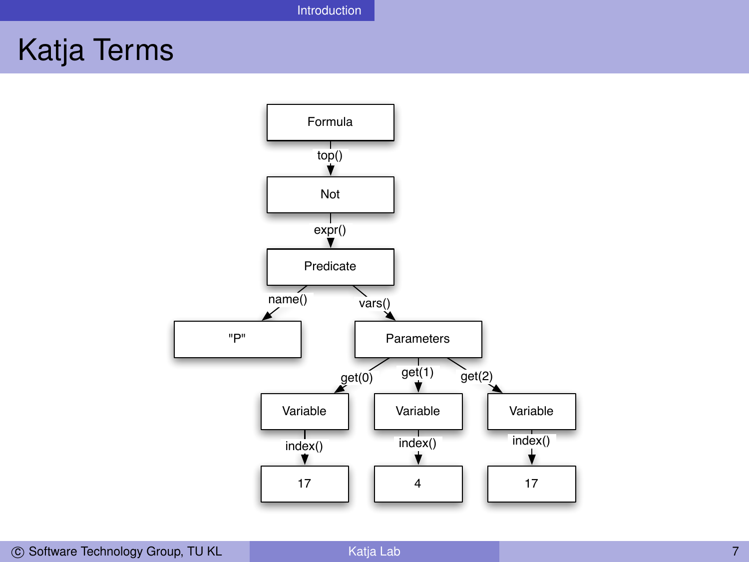# Katja Terms

```
Formula
  └─ top() → Not
       └─ expr() → Predicate
            ├─ name() → "P"
            └─ vars() → Parameters
                 ├─ get(0) → Variable
                 │    └─ index() → 17
                 ├─ get(1) → Variable
                 │    └─ index() → 4
                 └─ get(2) → Variable
                      └─ index() → 17
```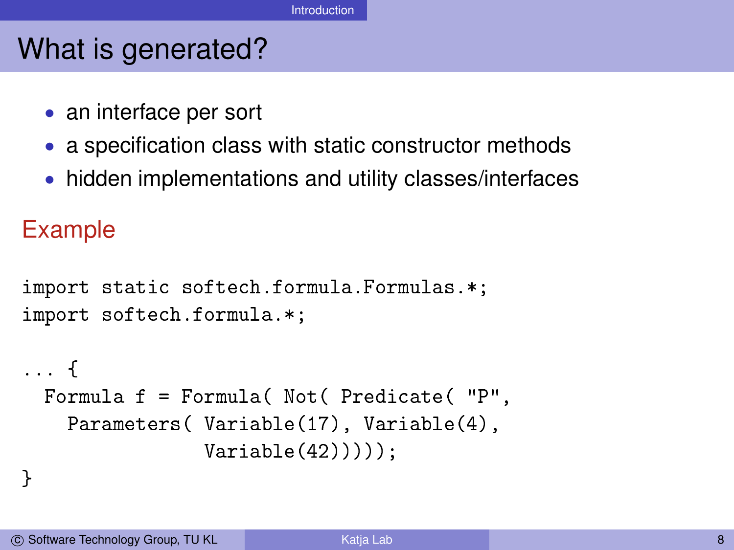# What is generated?

- an interface per sort
- a specification class with static constructor methods
- hidden implementations and utility classes/interfaces

## Example

```
import static softech.formula.Formulas.*;
import softech.formula.*;

... {
  Formula f = Formula( Not( Predicate( "P",
    Parameters( Variable(17), Variable(4),
                Variable(42)))));
}
```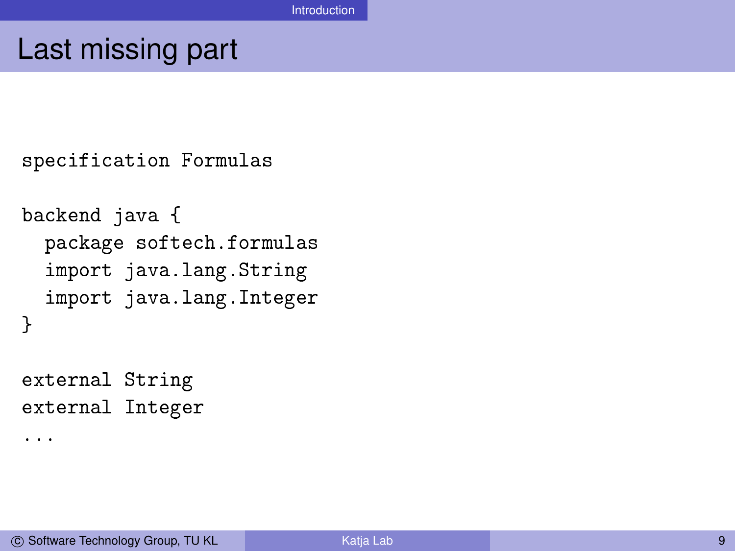# Last missing part

```
specification Formulas

backend java {
  package softech.formulas
  import java.lang.String
  import java.lang.Integer
}

external String
external Integer
...
```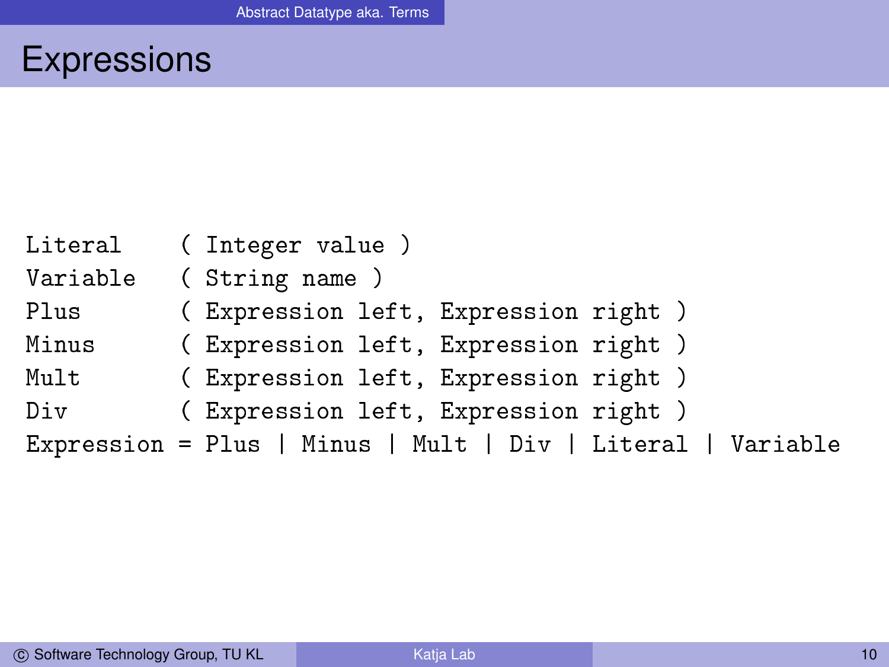# Expressions

```
Literal     ( Integer value )
Variable    ( String name )
Plus        ( Expression left, Expression right )
Minus       ( Expression left, Expression right )
Mult        ( Expression left, Expression right )
Div         ( Expression left, Expression right )
Expression = Plus | Minus | Mult | Div | Literal | Variable
```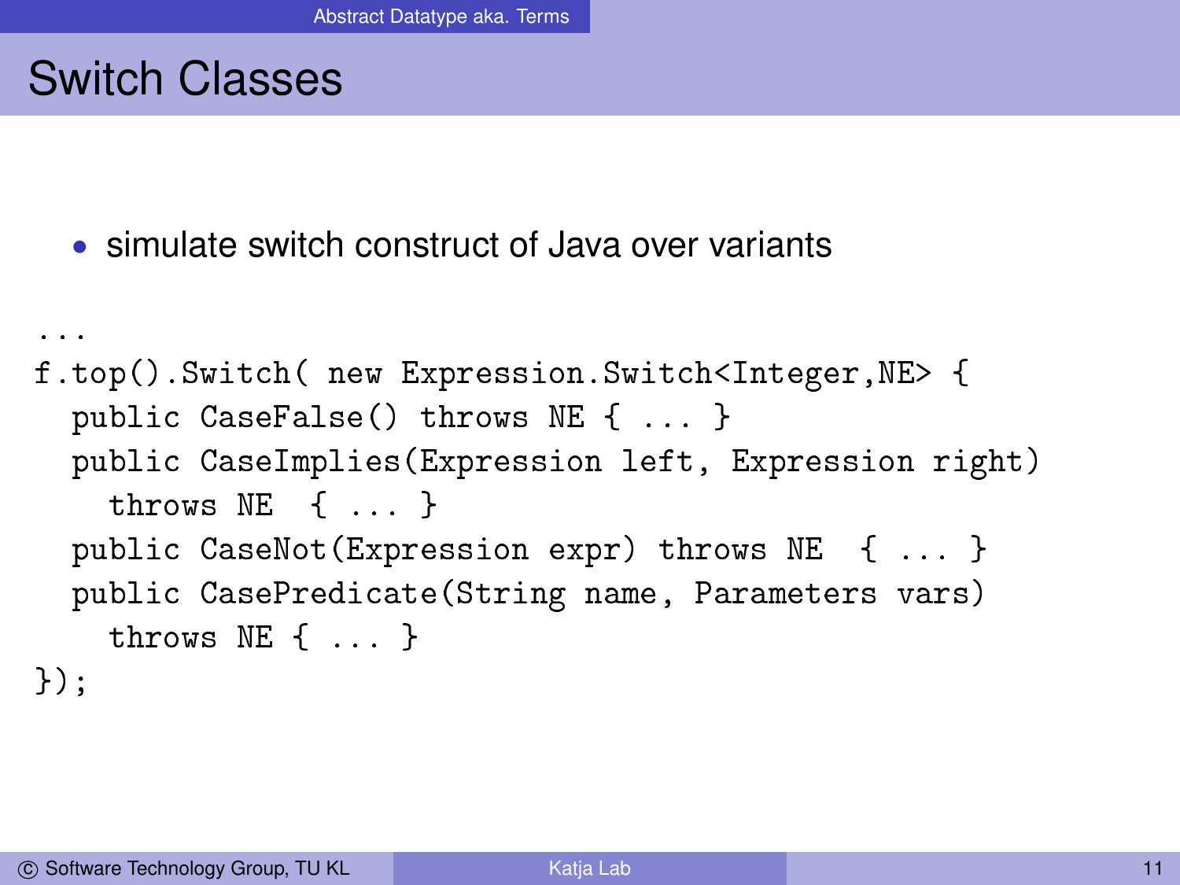# Switch Classes

- simulate switch construct of Java over variants

```
...
f.top().Switch( new Expression.Switch<Integer,NE> {
  public CaseFalse() throws NE { ... }
  public CaseImplies(Expression left, Expression right)
    throws NE  { ... }
  public CaseNot(Expression expr) throws NE  { ... }
  public CasePredicate(String name, Parameters vars)
    throws NE { ... }
});
```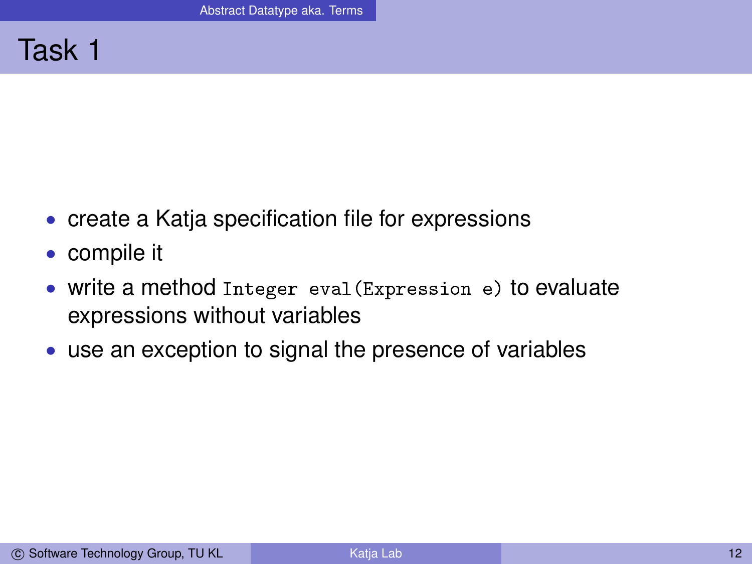# Task 1

- create a Katja specification file for expressions
- compile it
- write a method `Integer eval(Expression e)` to evaluate expressions without variables
- use an exception to signal the presence of variables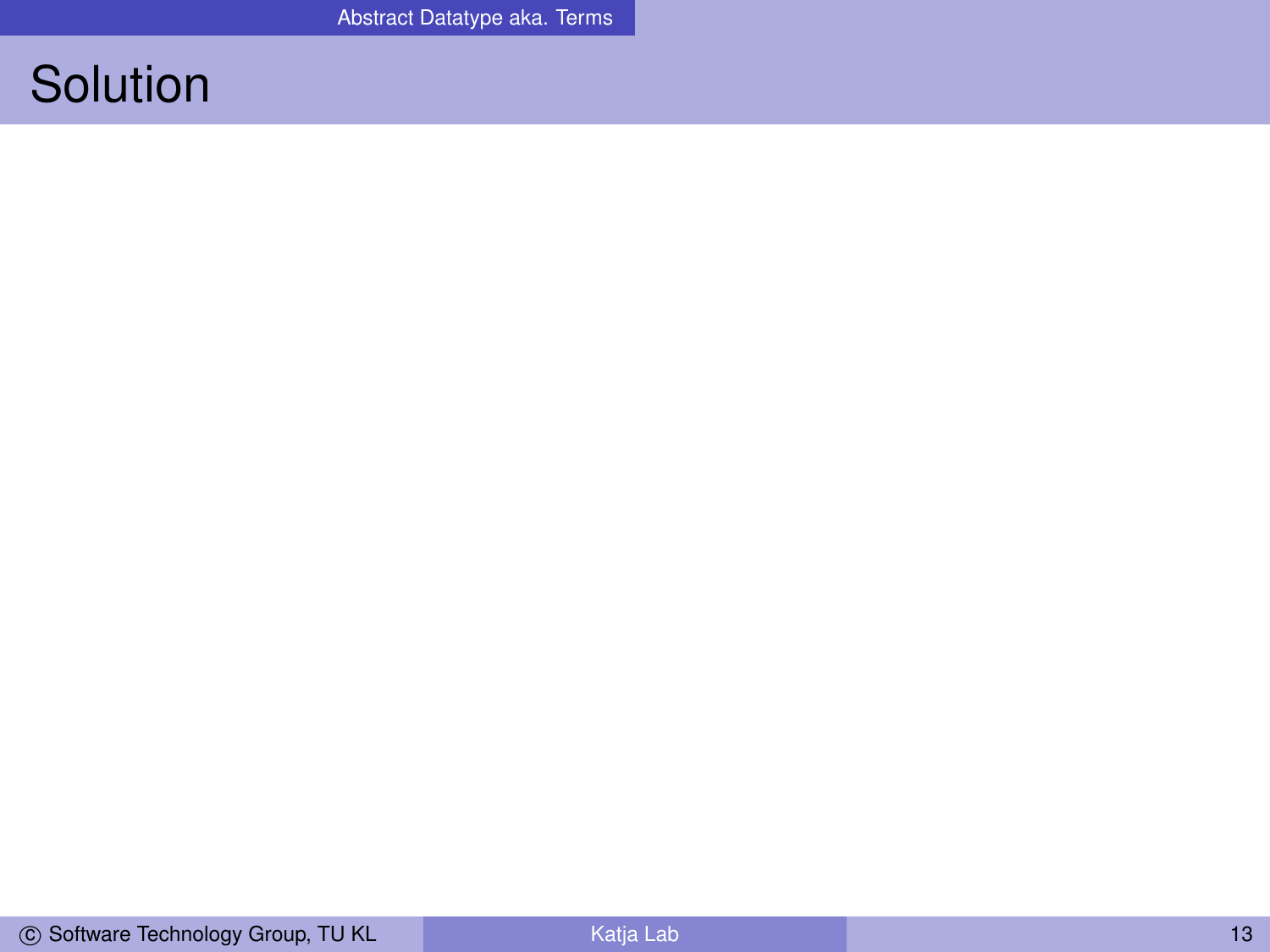# Solution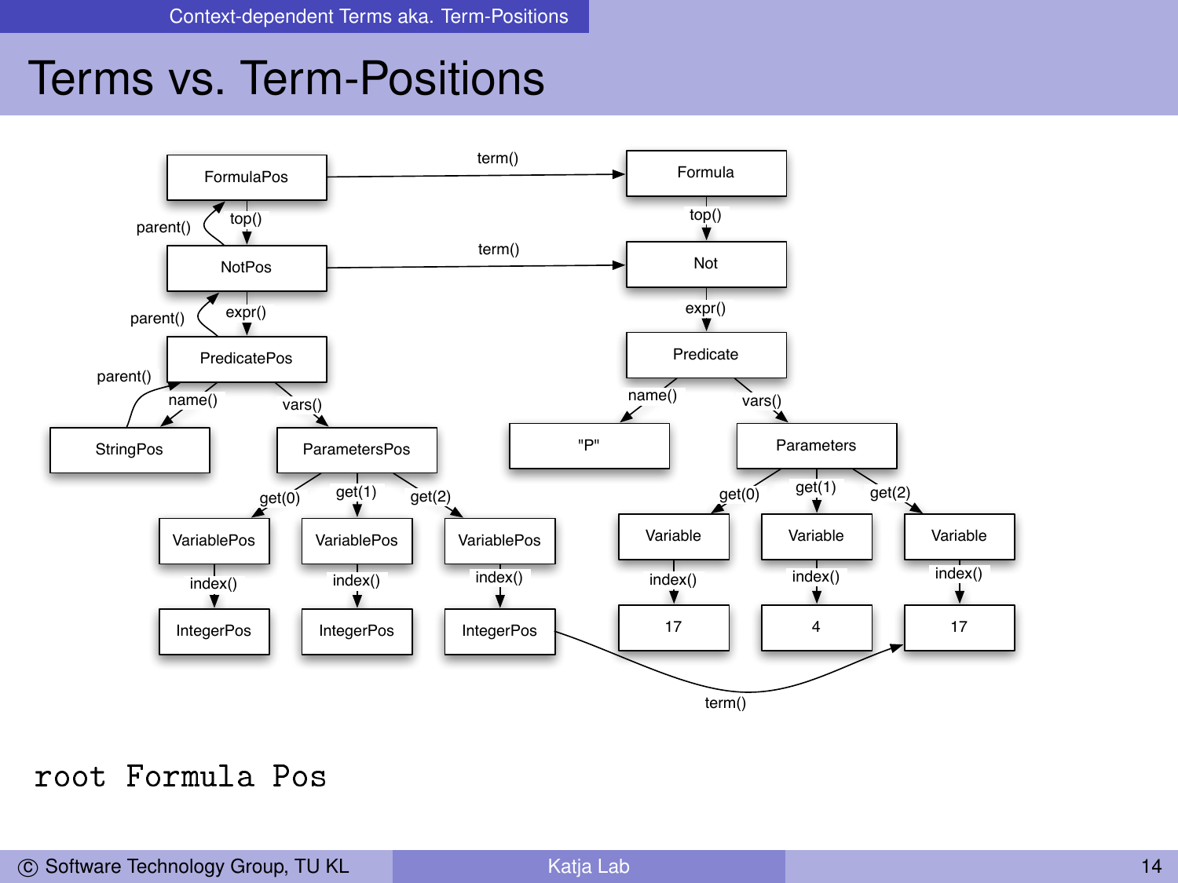# Terms vs. Term-Positions

FormulaPos → term() → Formula

FormulaPos —top()→ NotPos; NotPos —parent()→ FormulaPos

NotPos → term() → Not

Formula —top()→ Not

NotPos —expr()→ PredicatePos; PredicatePos —parent()→ NotPos

Not —expr()→ Predicate

PredicatePos —name()→ StringPos; StringPos —parent()→ PredicatePos

PredicatePos —vars()→ ParametersPos

Predicate —name()→ "P"

Predicate —vars()→ Parameters

ParametersPos —get(0)→ VariablePos —index()→ IntegerPos

ParametersPos —get(1)→ VariablePos —index()→ IntegerPos

ParametersPos —get(2)→ VariablePos —index()→ IntegerPos

Parameters —get(0)→ Variable —index()→ 17

Parameters —get(1)→ Variable —index()→ 4

Parameters —get(2)→ Variable —index()→ 17

IntegerPos → term() → 17

```
root Formula Pos
```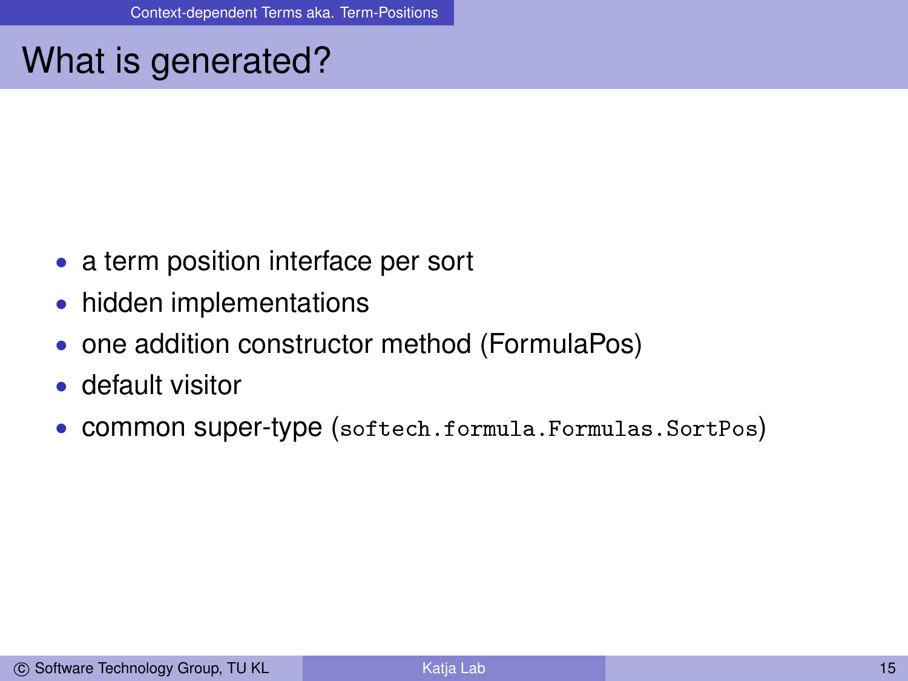# What is generated?

- a term position interface per sort
- hidden implementations
- one addition constructor method (FormulaPos)
- default visitor
- common super-type (`softech.formula.Formulas.SortPos`)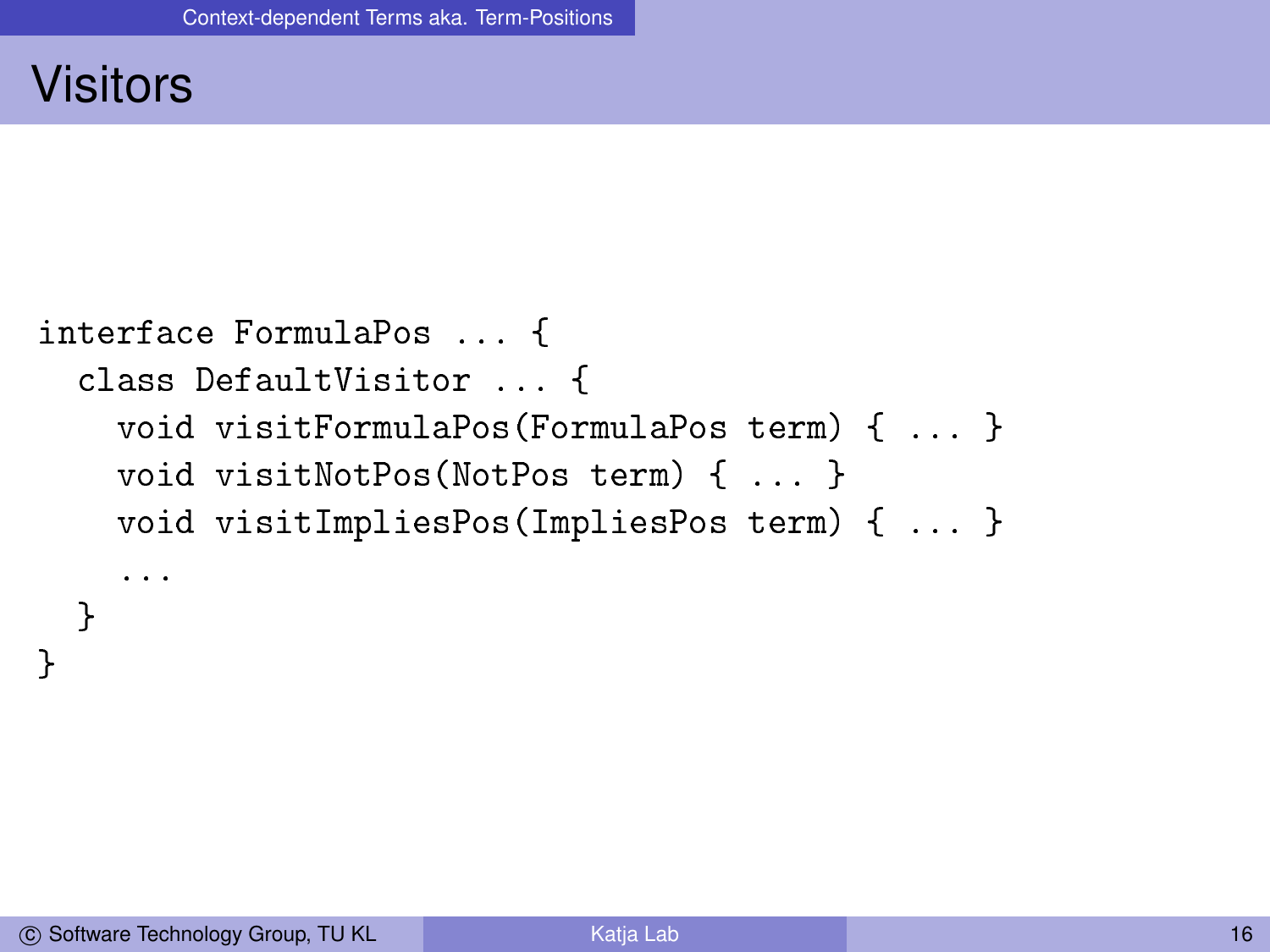# Visitors

```
interface FormulaPos ... {
  class DefaultVisitor ... {
    void visitFormulaPos(FormulaPos term) { ... }
    void visitNotPos(NotPos term) { ... }
    void visitImpliesPos(ImpliesPos term) { ... }
    ...
  }
}
```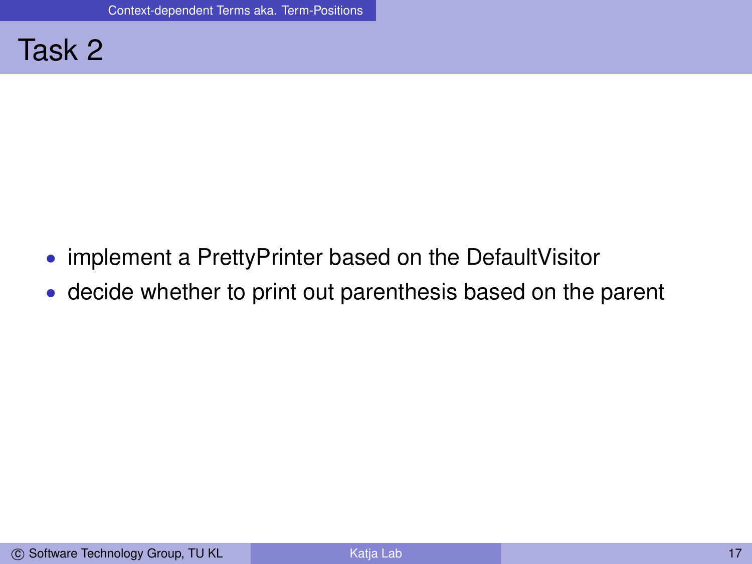# Task 2

- implement a PrettyPrinter based on the DefaultVisitor
- decide whether to print out parenthesis based on the parent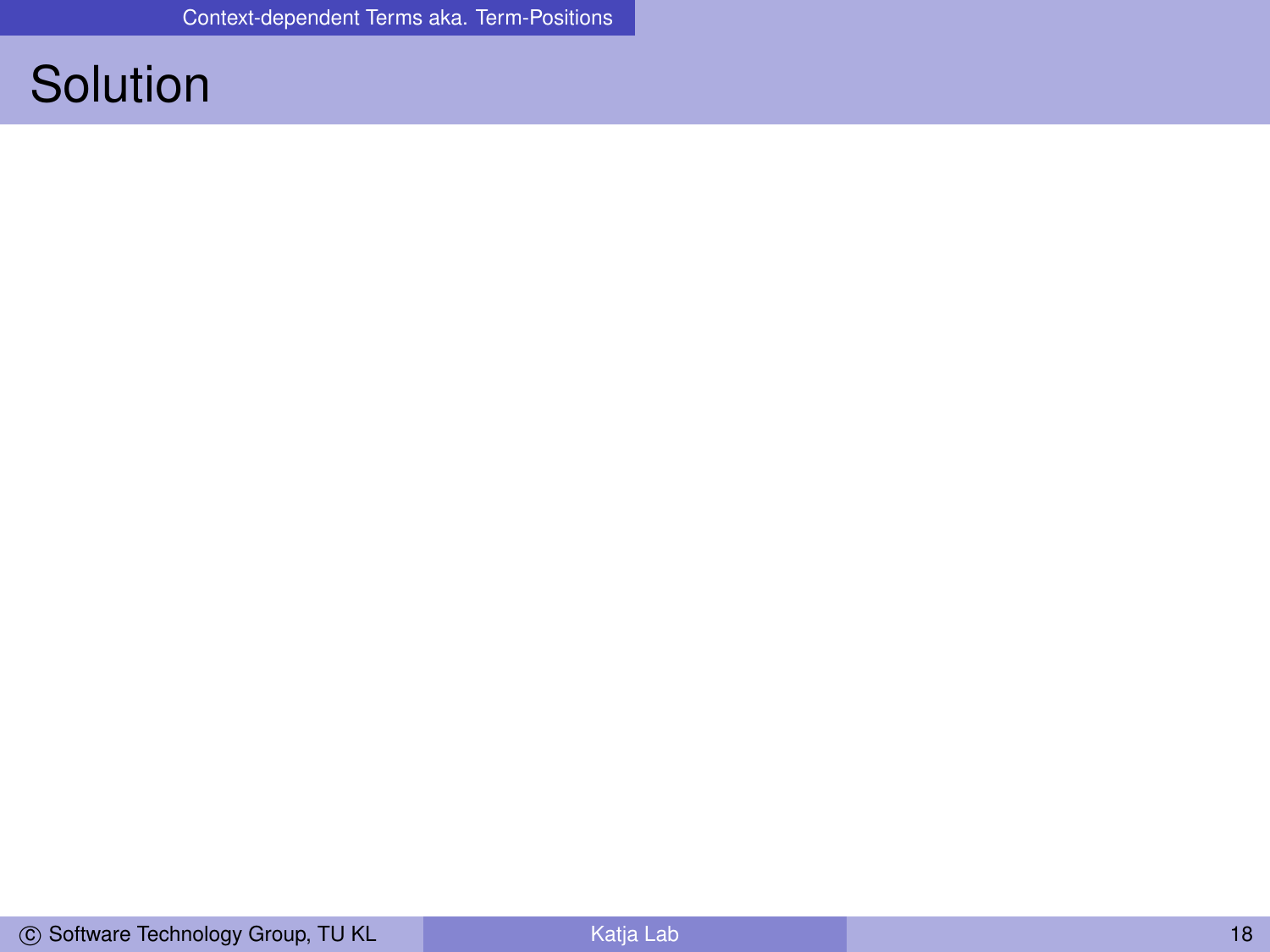# Solution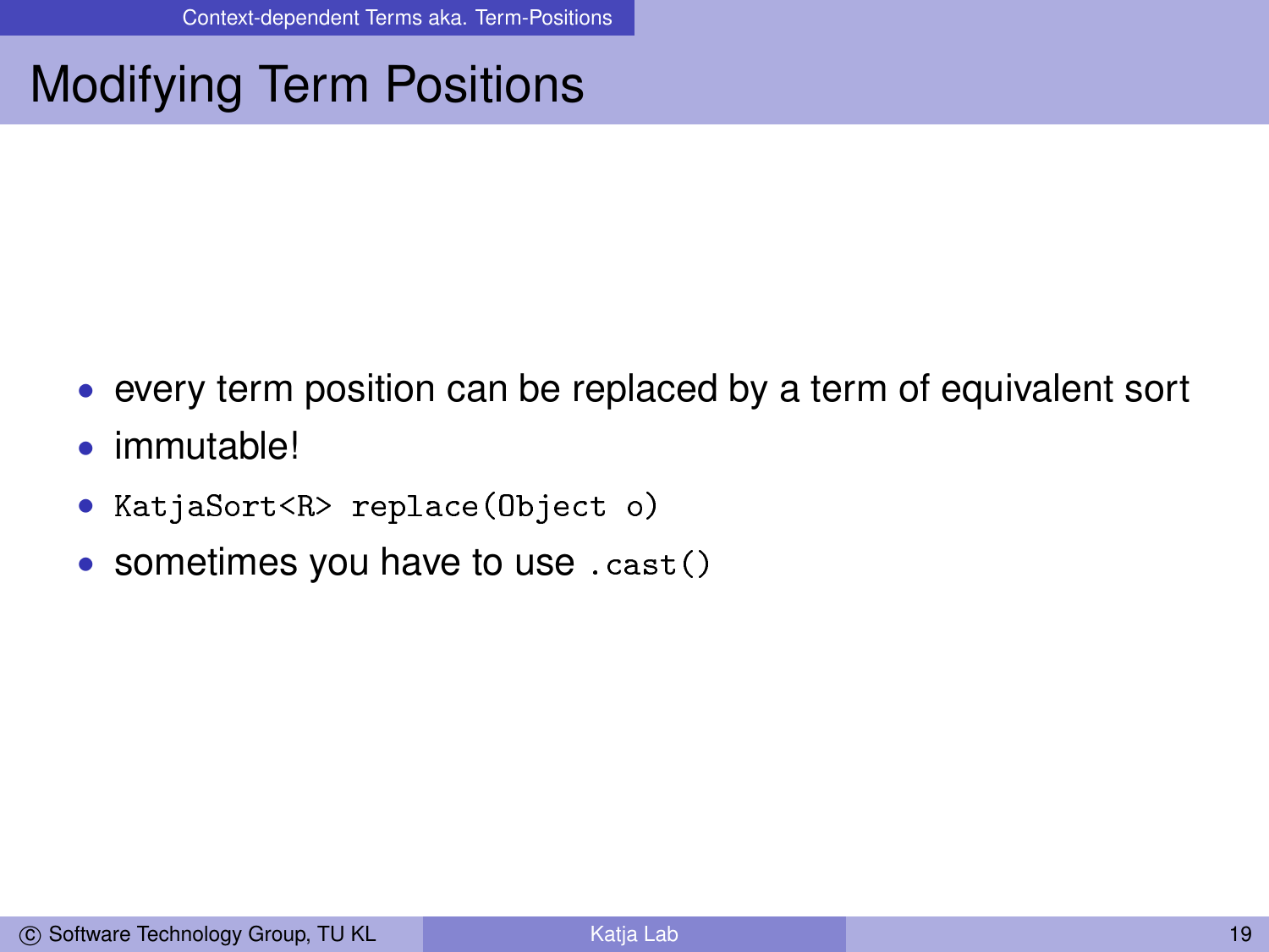# Modifying Term Positions

- every term position can be replaced by a term of equivalent sort
- immutable!
- `KatjaSort<R> replace(Object o)`
- sometimes you have to use `.cast()`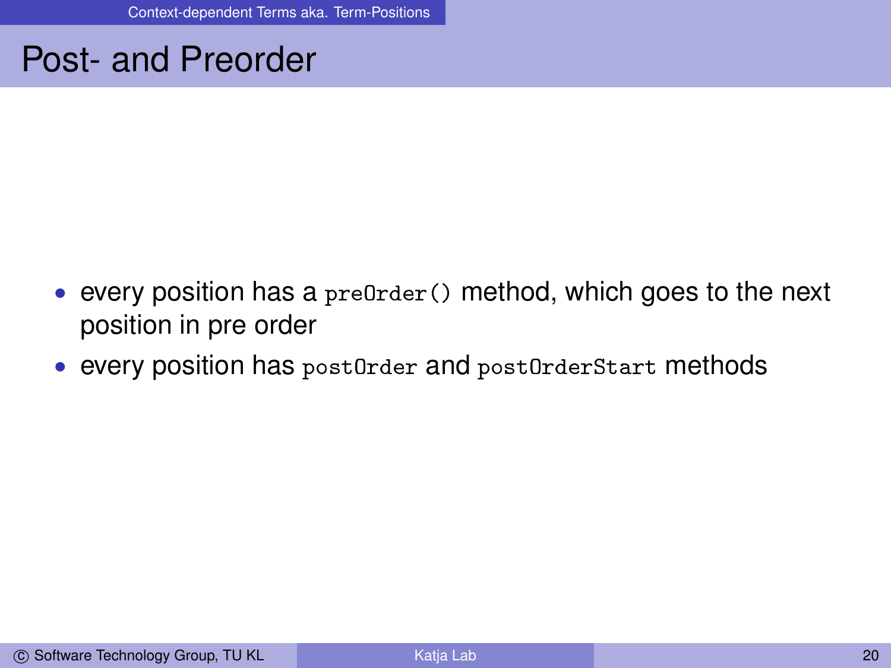# Post- and Preorder

- every position has a `preOrder()` method, which goes to the next position in pre order
- every position has `postOrder` and `postOrderStart` methods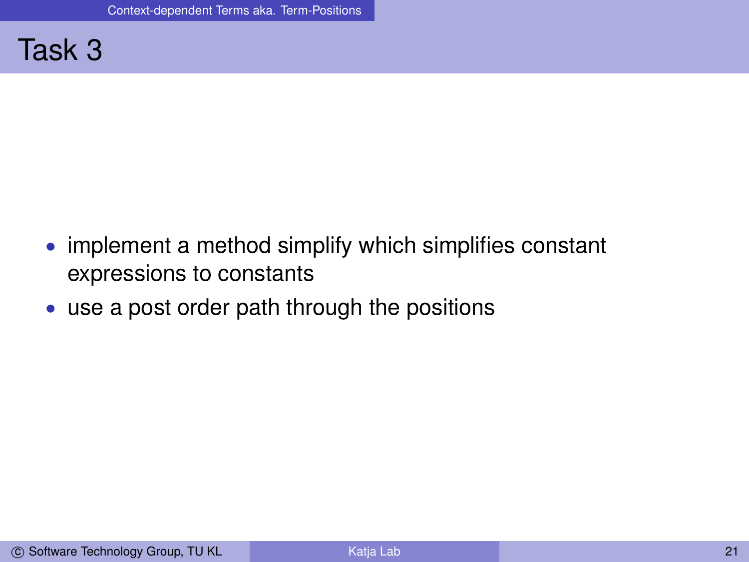# Task 3

- implement a method simplify which simplifies constant expressions to constants
- use a post order path through the positions